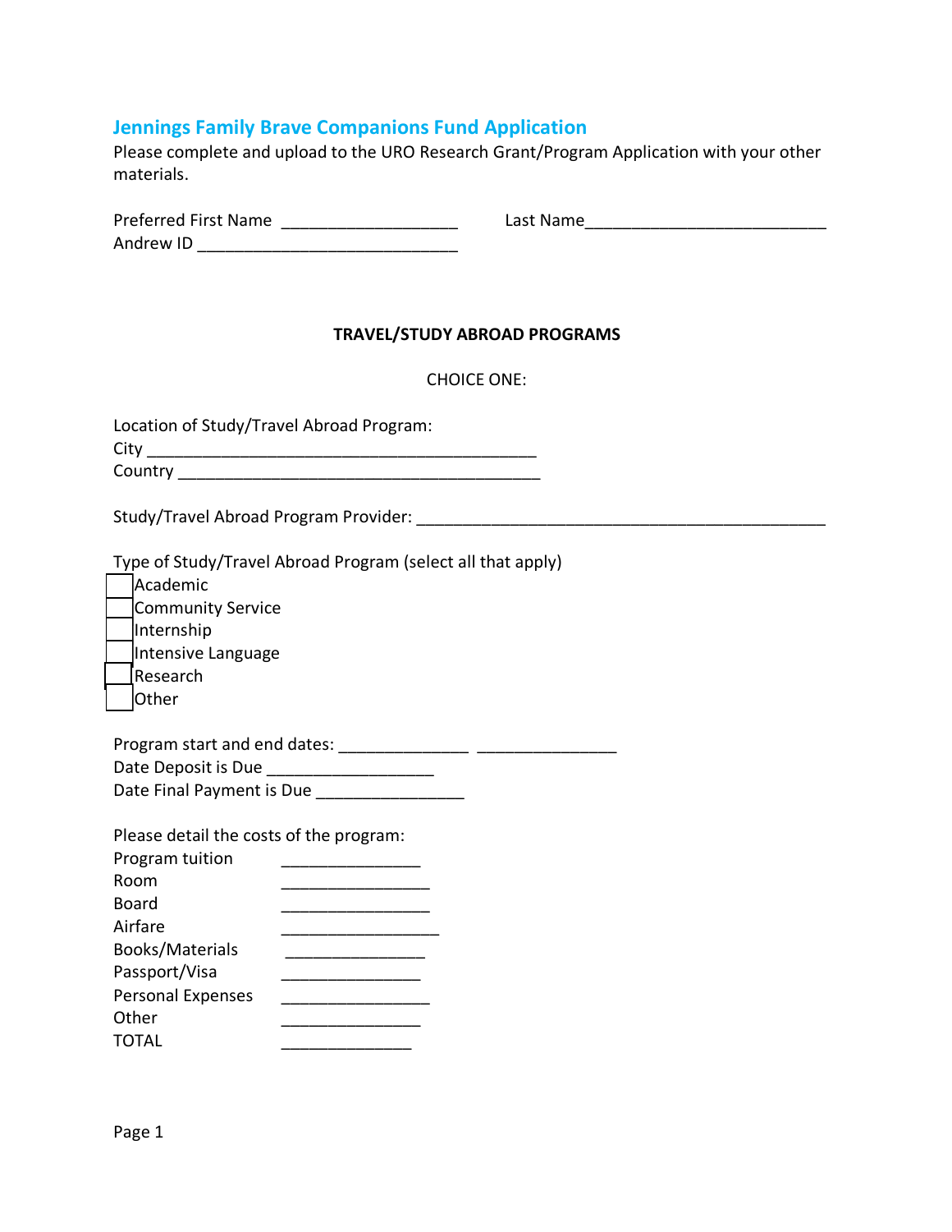## Jennings Family Brave Companions Fund Application

Please complete and upload to the URO Research Grant/Program Application with your other materials.

Preferred First Name ___________________ Last Name__________________________

Andrew ID ____________________________

**TRAVEL/STUDY ABROAD PROGRAMS**

CHOICE ONE:

Location of Study/Travel Abroad Program:

City __________________________________________

Country _______________________________________

Study/Travel Abroad Program Provider: _____________________________________________

Type of Study/Travel Abroad Program (select all that apply)

- [ ] Academic
- [ ] Community Service
- [ ] Internship
- [ ] Intensive Language
- [ ] Research
- [ ] Other

Program start and end dates: ______________ _______________

Date Deposit is Due __________________

Date Final Payment is Due ________________

Please detail the costs of the program:

| | |
|---|---|
| Program tuition | _______________ |
| Room | ________________ |
| Board | ________________ |
| Airfare | _________________ |
| Books/Materials | _______________ |
| Passport/Visa | _______________ |
| Personal Expenses | ________________ |
| Other | _______________ |
| TOTAL | ______________ |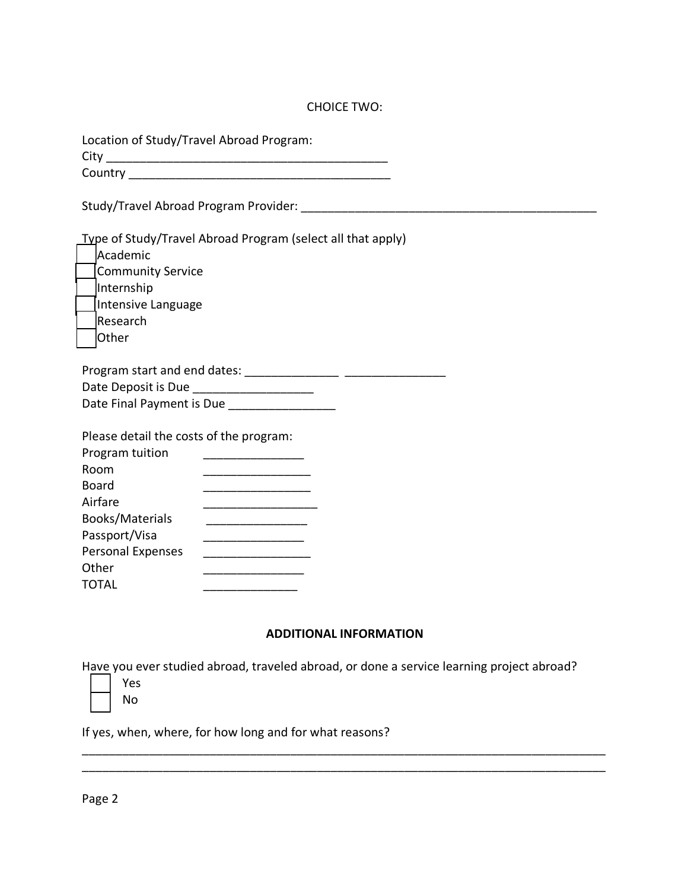CHOICE TWO:

Location of Study/Travel Abroad Program:
City ___________________________________________
Country ________________________________________

Study/Travel Abroad Program Provider: _______________________________________________

Type of Study/Travel Abroad Program (select all that apply)

- ☐ Academic
- ☐ Community Service
- ☐ Internship
- ☐ Intensive Language
- ☐ Research
- ☐ Other

Program start and end dates: ______________ _______________
Date Deposit is Due __________________
Date Final Payment is Due ________________

Please detail the costs of the program:

| | |
|---|---|
| Program tuition | _______________ |
| Room | ________________ |
| Board | ________________ |
| Airfare | _________________ |
| Books/Materials | _______________ |
| Passport/Visa | _______________ |
| Personal Expenses | ________________ |
| Other | _______________ |
| TOTAL | ______________ |

## ADDITIONAL INFORMATION

Have you ever studied abroad, traveled abroad, or done a service learning project abroad?

- ☐ Yes
- ☐ No

If yes, when, where, for how long and for what reasons?

________________________________________________________________________________
________________________________________________________________________________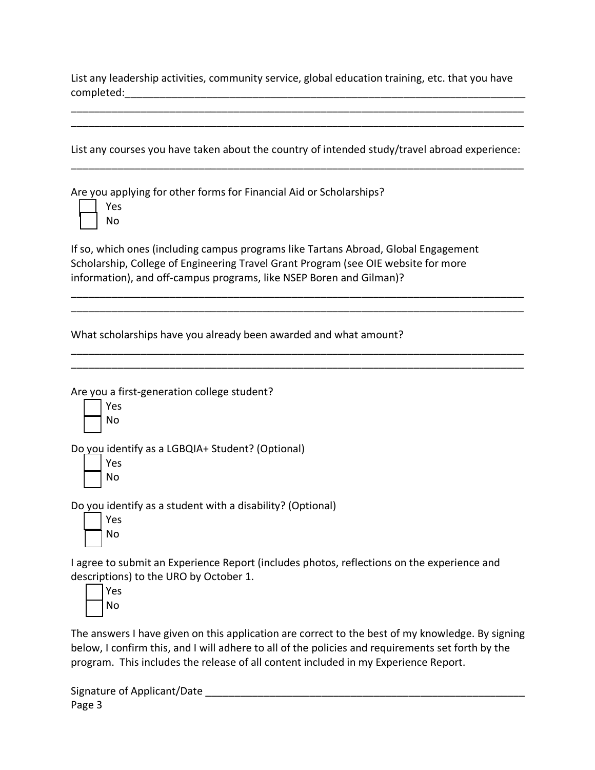List any leadership activities, community service, global education training, etc. that you have completed:______________________________________________________________________

________________________________________________________________________________

________________________________________________________________________________

List any courses you have taken about the country of intended study/travel abroad experience:

________________________________________________________________________________

Are you applying for other forms for Financial Aid or Scholarships?

- ☐ Yes
- ☐ No

If so, which ones (including campus programs like Tartans Abroad, Global Engagement Scholarship, College of Engineering Travel Grant Program (see OIE website for more information), and off-campus programs, like NSEP Boren and Gilman)?

________________________________________________________________________________

________________________________________________________________________________

What scholarships have you already been awarded and what amount?

________________________________________________________________________________

________________________________________________________________________________

Are you a first-generation college student?

- ☐ Yes
- ☐ No

Do you identify as a LGBQIA+ Student? (Optional)

- ☐ Yes
- ☐ No

Do you identify as a student with a disability? (Optional)

- ☐ Yes
- ☐ No

I agree to submit an Experience Report (includes photos, reflections on the experience and descriptions) to the URO by October 1.

- ☐ Yes
- ☐ No

The answers I have given on this application are correct to the best of my knowledge. By signing below, I confirm this, and I will adhere to all of the policies and requirements set forth by the program. This includes the release of all content included in my Experience Report.

Signature of Applicant/Date ________________________________________________________